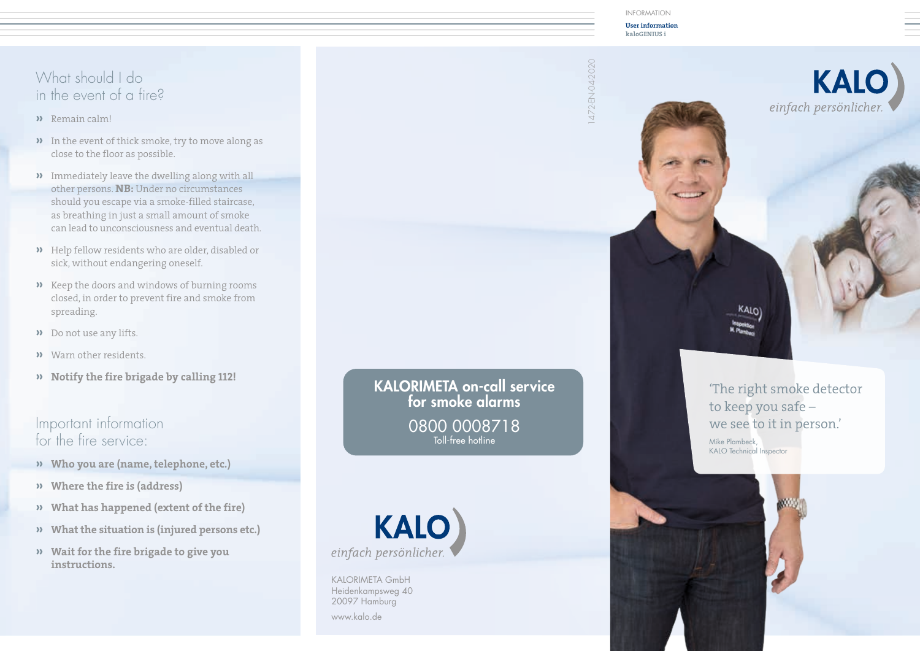INFORMATION

**User information**
**kaloGENIUS i**

## What should I do in the event of a fire?

- » Remain calm!
- » In the event of thick smoke, try to move along as close to the floor as possible.
- » Immediately leave the dwelling along with all other persons. **NB:** Under no circumstances should you escape via a smoke-filled staircase, as breathing in just a small amount of smoke can lead to unconsciousness and eventual death.
- » Help fellow residents who are older, disabled or sick, without endangering oneself.
- » Keep the doors and windows of burning rooms closed, in order to prevent fire and smoke from spreading.
- » Do not use any lifts.
- » Warn other residents.
- » **Notify the fire brigade by calling 112!**

## Important information for the fire service:

- » **Who you are (name, telephone, etc.)**
- » **Where the fire is (address)**
- » **What has happened (extent of the fire)**
- » **What the situation is (injured persons etc.)**
- » **Wait for the fire brigade to give you instructions.**

1472-EN-04/2020

**KALORIMETA on-call service for smoke alarms**

0800 0008718
Toll-free hotline

KALO
*einfach persönlicher.*

KALORIMETA GmbH
Heidenkampsweg 40
20097 Hamburg

www.kalo.de

KALO
*einfach persönlicher.*

'The right smoke detector to keep you safe – we see to it in person.'

Mike Plambeck,
KALO Technical Inspector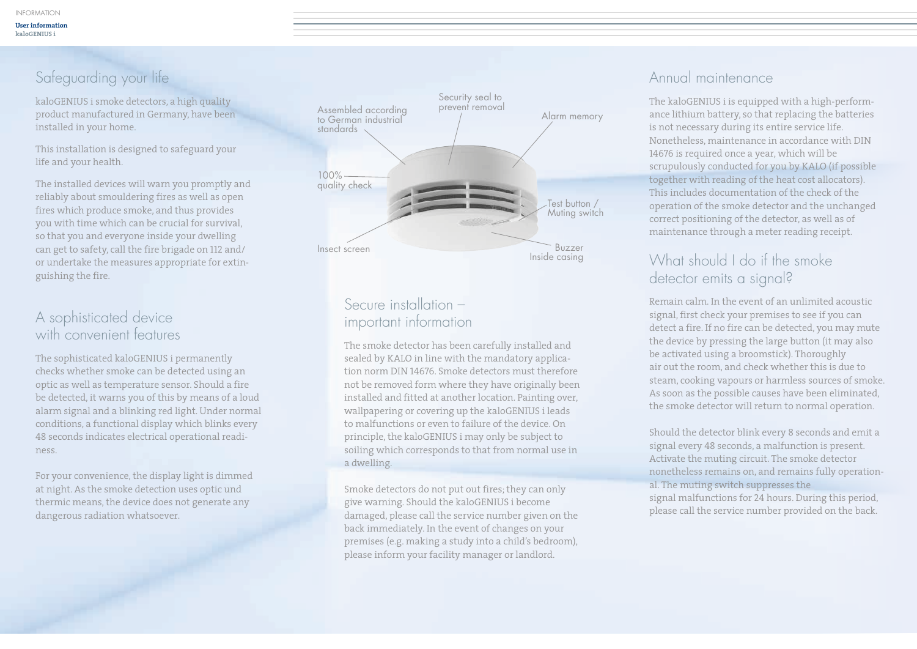## Safeguarding your life

kaloGENIUS i smoke detectors, a high quality product manufactured in Germany, have been installed in your home.

This installation is designed to safeguard your life and your health.

The installed devices will warn you promptly and reliably about smouldering fires as well as open fires which produce smoke, and thus provides you with time which can be crucial for survival, so that you and everyone inside your dwelling can get to safety, call the fire brigade on 112 and/or undertake the measures appropriate for extinguishing the fire.

## A sophisticated device with convenient features

The sophisticated kaloGENIUS i permanently checks whether smoke can be detected using an optic as well as temperature sensor. Should a fire be detected, it warns you of this by means of a loud alarm signal and a blinking red light. Under normal conditions, a functional display which blinks every 48 seconds indicates electrical operational readiness.

For your convenience, the display light is dimmed at night. As the smoke detection uses optic und thermic means, the device does not generate any dangerous radiation whatsoever.

Assembled according to German industrial standards

Security seal to prevent removal

Alarm memory

100% quality check

Test button / Muting switch

Insect screen

Buzzer Inside casing

## Secure installation – important information

The smoke detector has been carefully installed and sealed by KALO in line with the mandatory application norm DIN 14676. Smoke detectors must therefore not be removed form where they have originally been installed and fitted at another location. Painting over, wallpapering or covering up the kaloGENIUS i leads to malfunctions or even to failure of the device. On principle, the kaloGENIUS i may only be subject to soiling which corresponds to that from normal use in a dwelling.

Smoke detectors do not put out fires; they can only give warning. Should the kaloGENIUS i become damaged, please call the service number given on the back immediately. In the event of changes on your premises (e.g. making a study into a child's bedroom), please inform your facility manager or landlord.

## Annual maintenance

The kaloGENIUS i is equipped with a high-performance lithium battery, so that replacing the batteries is not necessary during its entire service life. Nonetheless, maintenance in accordance with DIN 14676 is required once a year, which will be scrupulously conducted for you by KALO (if possible together with reading of the heat cost allocators). This includes documentation of the check of the operation of the smoke detector and the unchanged correct positioning of the detector, as well as of maintenance through a meter reading receipt.

## What should I do if the smoke detector emits a signal?

Remain calm. In the event of an unlimited acoustic signal, first check your premises to see if you can detect a fire. If no fire can be detected, you may mute the device by pressing the large button (it may also be activated using a broomstick). Thoroughly air out the room, and check whether this is due to steam, cooking vapours or harmless sources of smoke. As soon as the possible causes have been eliminated, the smoke detector will return to normal operation.

Should the detector blink every 8 seconds and emit a signal every 48 seconds, a malfunction is present. Activate the muting circuit. The smoke detector nonetheless remains on, and remains fully operational. The muting switch suppresses the signal malfunctions for 24 hours. During this period, please call the service number provided on the back.